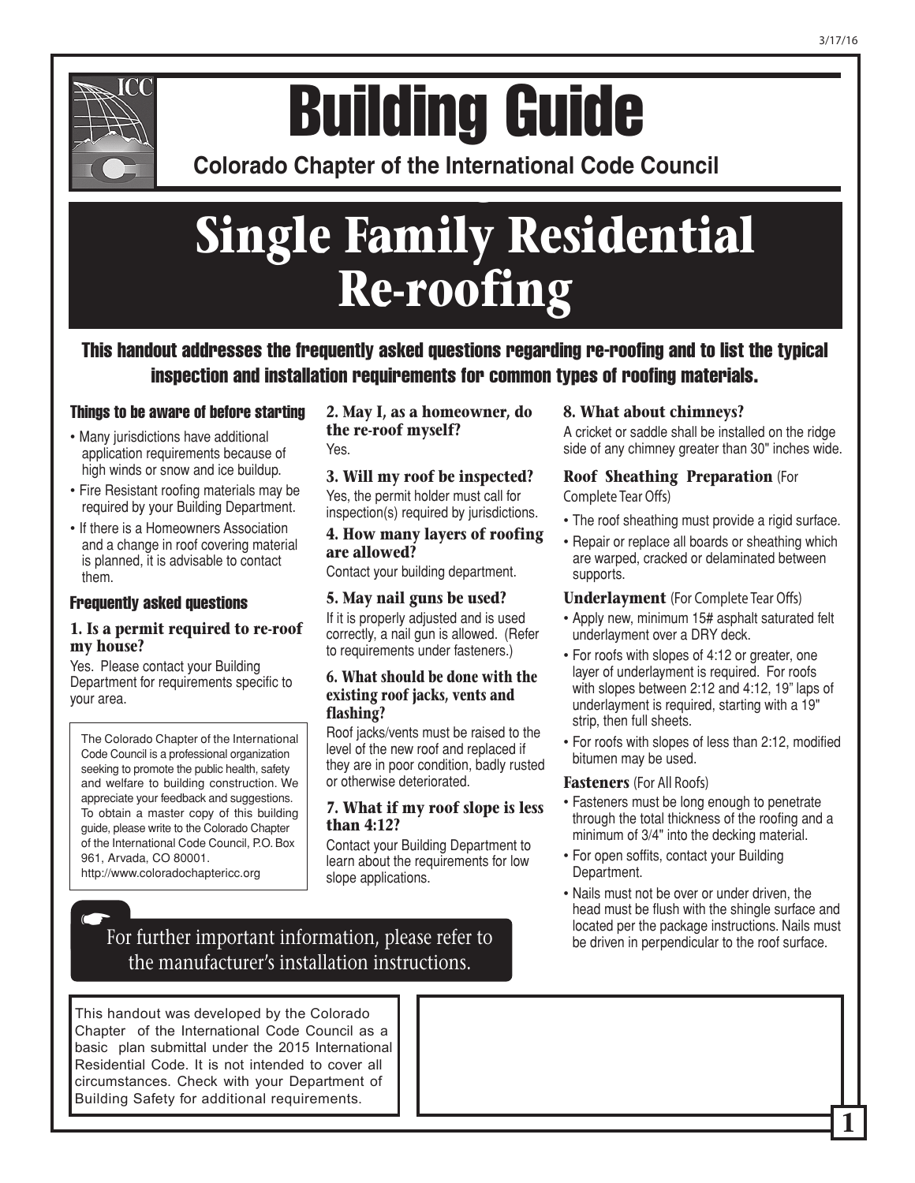# Building Guide

**Colorado Chapter of the International Code Council**

# Single Family Residential Re-roofing

**This handout addresses the frequently asked questions regarding re-roofing and to list the typical inspection and installation requirements for common types of roofing materials.**

### Things to be aware of before starting

- Many jurisdictions have additional application requirements because of high winds or snow and ice buildup.
- Fire Resistant roofing materials may be required by your Building Department.
- If there is a Homeowners Association and a change in roof covering material is planned, it is advisable to contact them.

### Frequently asked questions

**1. Is a permit required to re-roof my house?**

Yes. Please contact your Building Department for requirements specific to your area.

> The Colorado Chapter of the International Code Council is a professional organization seeking to promote the public health, safety and welfare to building construction. We appreciate your feedback and suggestions. To obtain a master copy of this building guide, please write to the Colorado Chapter of the International Code Council, P.O. Box 961, Arvada, CO 80001.
> http://www.coloradochaptericc.org

**2. May I, as a homeowner, do the re-roof myself?**

Yes.

**3. Will my roof be inspected?**

Yes, the permit holder must call for inspection(s) required by jurisdictions.

**4. How many layers of roofing are allowed?**

Contact your building department.

**5. May nail guns be used?**

If it is properly adjusted and is used correctly, a nail gun is allowed. (Refer to requirements under fasteners.)

**6. What should be done with the existing roof jacks, vents and flashing?**

Roof jacks/vents must be raised to the level of the new roof and replaced if they are in poor condition, badly rusted or otherwise deteriorated.

**7. What if my roof slope is less than 4:12?**

Contact your Building Department to learn about the requirements for low slope applications.

**8. What about chimneys?**

A cricket or saddle shall be installed on the ridge side of any chimney greater than 30" inches wide.

**Roof Sheathing Preparation** (For Complete Tear Offs)

- The roof sheathing must provide a rigid surface.
- Repair or replace all boards or sheathing which are warped, cracked or delaminated between supports.

**Underlayment** (For Complete Tear Offs)

- Apply new, minimum 15# asphalt saturated felt underlayment over a DRY deck.
- For roofs with slopes of 4:12 or greater, one layer of underlayment is required. For roofs with slopes between 2:12 and 4:12, 19" laps of underlayment is required, starting with a 19" strip, then full sheets.
- For roofs with slopes of less than 2:12, modified bitumen may be used.

**Fasteners** (For All Roofs)

- Fasteners must be long enough to penetrate through the total thickness of the roofing and a minimum of 3/4" into the decking material.
- For open soffits, contact your Building Department.
- Nails must not be over or under driven, the head must be flush with the shingle surface and located per the package instructions. Nails must be driven in perpendicular to the roof surface.

☛ For further important information, please refer to the manufacturer's installation instructions.

This handout was developed by the Colorado Chapter of the International Code Council as a basic plan submittal under the 2015 International Residential Code. It is not intended to cover all circumstances. Check with your Department of Building Safety for additional requirements.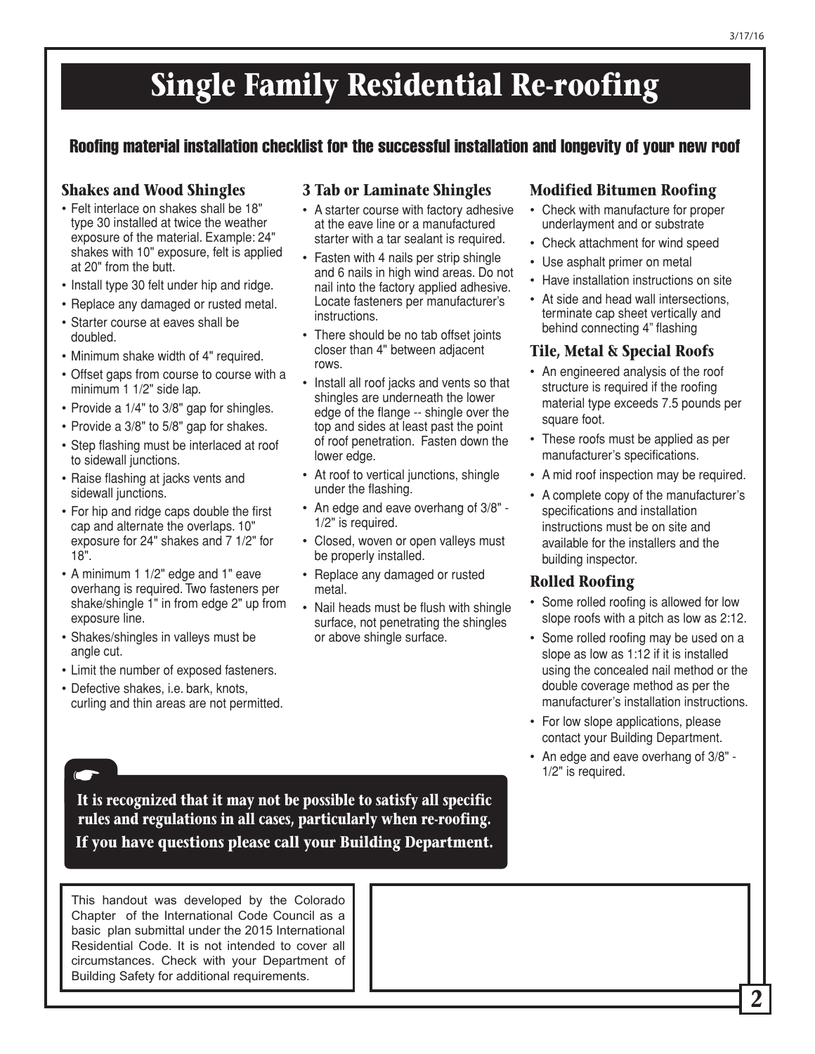# Single Family Residential Re-roofing

## Roofing material installation checklist for the successful installation and longevity of your new roof

### Shakes and Wood Shingles

- Felt interlace on shakes shall be 18" type 30 installed at twice the weather exposure of the material. Example: 24" shakes with 10" exposure, felt is applied at 20" from the butt.
- Install type 30 felt under hip and ridge.
- Replace any damaged or rusted metal.
- Starter course at eaves shall be doubled.
- Minimum shake width of 4" required.
- Offset gaps from course to course with a minimum 1 1/2" side lap.
- Provide a 1/4" to 3/8" gap for shingles.
- Provide a 3/8" to 5/8" gap for shakes.
- Step flashing must be interlaced at roof to sidewall junctions.
- Raise flashing at jacks vents and sidewall junctions.
- For hip and ridge caps double the first cap and alternate the overlaps. 10" exposure for 24" shakes and 7 1/2" for 18".
- A minimum 1 1/2" edge and 1" eave overhang is required. Two fasteners per shake/shingle 1" in from edge 2" up from exposure line.
- Shakes/shingles in valleys must be angle cut.
- Limit the number of exposed fasteners.
- Defective shakes, i.e. bark, knots, curling and thin areas are not permitted.

### 3 Tab or Laminate Shingles

- A starter course with factory adhesive at the eave line or a manufactured starter with a tar sealant is required.
- Fasten with 4 nails per strip shingle and 6 nails in high wind areas. Do not nail into the factory applied adhesive. Locate fasteners per manufacturer's instructions.
- There should be no tab offset joints closer than 4" between adjacent rows.
- Install all roof jacks and vents so that shingles are underneath the lower edge of the flange -- shingle over the top and sides at least past the point of roof penetration. Fasten down the lower edge.
- At roof to vertical junctions, shingle under the flashing.
- An edge and eave overhang of 3/8" - 1/2" is required.
- Closed, woven or open valleys must be properly installed.
- Replace any damaged or rusted metal.
- Nail heads must be flush with shingle surface, not penetrating the shingles or above shingle surface.

### Modified Bitumen Roofing

- Check with manufacture for proper underlayment and or substrate
- Check attachment for wind speed
- Use asphalt primer on metal
- Have installation instructions on site
- At side and head wall intersections, terminate cap sheet vertically and behind connecting 4" flashing

### Tile, Metal & Special Roofs

- An engineered analysis of the roof structure is required if the roofing material type exceeds 7.5 pounds per square foot.
- These roofs must be applied as per manufacturer's specifications.
- A mid roof inspection may be required.
- A complete copy of the manufacturer's specifications and installation instructions must be on site and available for the installers and the building inspector.

### Rolled Roofing

- Some rolled roofing is allowed for low slope roofs with a pitch as low as 2:12.
- Some rolled roofing may be used on a slope as low as 1:12 if it is installed using the concealed nail method or the double coverage method as per the manufacturer's installation instructions.
- For low slope applications, please contact your Building Department.
- An edge and eave overhang of 3/8" - 1/2" is required.

☛

**It is recognized that it may not be possible to satisfy all specific rules and regulations in all cases, particularly when re-roofing. If you have questions please call your Building Department.**

This handout was developed by the Colorado Chapter of the International Code Council as a basic plan submittal under the 2015 International Residential Code. It is not intended to cover all circumstances. Check with your Department of Building Safety for additional requirements.